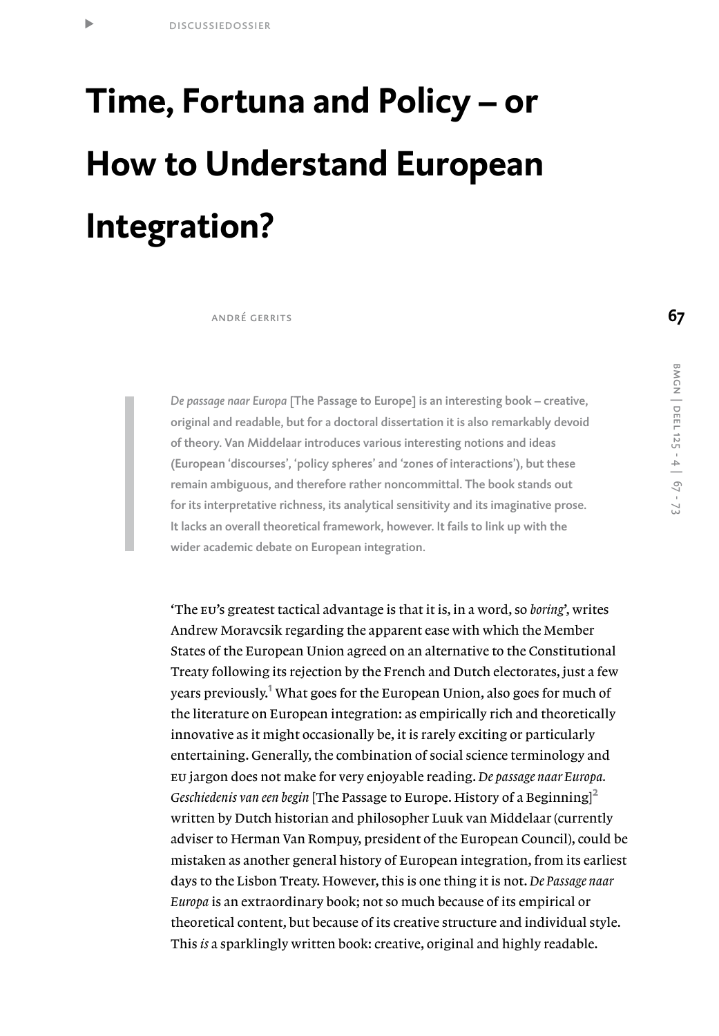# Time, Fortuna and Policy – or How to Understand European Integration?

ANDRÉ GERRITS

***De passage naar Europa*** **[The Passage to Europe] is an interesting book – creative, original and readable, but for a doctoral dissertation it is also remarkably devoid of theory. Van Middelaar introduces various interesting notions and ideas (European 'discourses', 'policy spheres' and 'zones of interactions'), but these remain ambiguous, and therefore rather noncommittal. The book stands out for its interpretative richness, its analytical sensitivity and its imaginative prose. It lacks an overall theoretical framework, however. It fails to link up with the wider academic debate on European integration.**

'The EU's greatest tactical advantage is that it is, in a word, so *boring*', writes Andrew Moravcsik regarding the apparent ease with which the Member States of the European Union agreed on an alternative to the Constitutional Treaty following its rejection by the French and Dutch electorates, just a few years previously.[1] What goes for the European Union, also goes for much of the literature on European integration: as empirically rich and theoretically innovative as it might occasionally be, it is rarely exciting or particularly entertaining. Generally, the combination of social science terminology and EU jargon does not make for very enjoyable reading. *De passage naar Europa. Geschiedenis van een begin* [The Passage to Europe. History of a Beginning][2] written by Dutch historian and philosopher Luuk van Middelaar (currently adviser to Herman Van Rompuy, president of the European Council), could be mistaken as another general history of European integration, from its earliest days to the Lisbon Treaty. However, this is one thing it is not. *De Passage naar Europa* is an extraordinary book; not so much because of its empirical or theoretical content, but because of its creative structure and individual style. This *is* a sparklingly written book: creative, original and highly readable.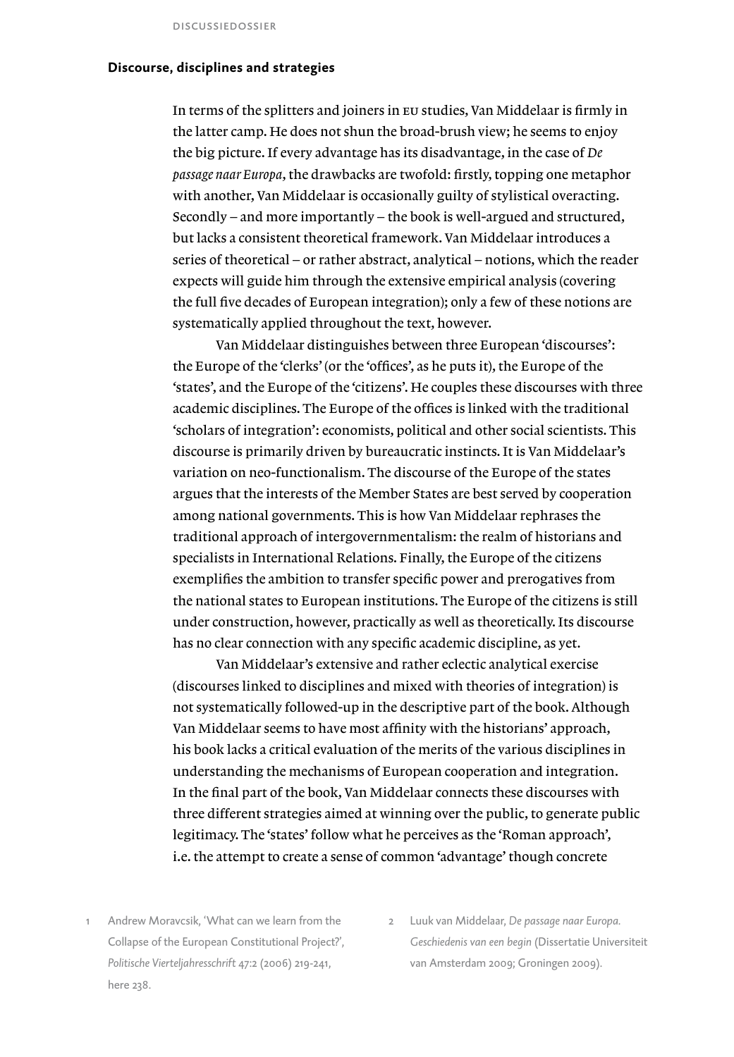## Discourse, disciplines and strategies

In terms of the splitters and joiners in EU studies, Van Middelaar is firmly in the latter camp. He does not shun the broad-brush view; he seems to enjoy the big picture. If every advantage has its disadvantage, in the case of *De passage naar Europa*, the drawbacks are twofold: firstly, topping one metaphor with another, Van Middelaar is occasionally guilty of stylistical overacting. Secondly – and more importantly – the book is well-argued and structured, but lacks a consistent theoretical framework. Van Middelaar introduces a series of theoretical – or rather abstract, analytical – notions, which the reader expects will guide him through the extensive empirical analysis (covering the full five decades of European integration); only a few of these notions are systematically applied throughout the text, however.

Van Middelaar distinguishes between three European 'discourses': the Europe of the 'clerks' (or the 'offices', as he puts it), the Europe of the 'states', and the Europe of the 'citizens'. He couples these discourses with three academic disciplines. The Europe of the offices is linked with the traditional 'scholars of integration': economists, political and other social scientists. This discourse is primarily driven by bureaucratic instincts. It is Van Middelaar's variation on neo-functionalism. The discourse of the Europe of the states argues that the interests of the Member States are best served by cooperation among national governments. This is how Van Middelaar rephrases the traditional approach of intergovernmentalism: the realm of historians and specialists in International Relations. Finally, the Europe of the citizens exemplifies the ambition to transfer specific power and prerogatives from the national states to European institutions. The Europe of the citizens is still under construction, however, practically as well as theoretically. Its discourse has no clear connection with any specific academic discipline, as yet.

Van Middelaar's extensive and rather eclectic analytical exercise (discourses linked to disciplines and mixed with theories of integration) is not systematically followed-up in the descriptive part of the book. Although Van Middelaar seems to have most affinity with the historians' approach, his book lacks a critical evaluation of the merits of the various disciplines in understanding the mechanisms of European cooperation and integration. In the final part of the book, Van Middelaar connects these discourses with three different strategies aimed at winning over the public, to generate public legitimacy. The 'states' follow what he perceives as the 'Roman approach', i.e. the attempt to create a sense of common 'advantage' though concrete

1 Andrew Moravcsik, 'What can we learn from the Collapse of the European Constitutional Project?', *Politische Vierteljahresschrift* 47:2 (2006) 219-241, here 238.

2 Luuk van Middelaar, *De passage naar Europa. Geschiedenis van een begin* (Dissertatie Universiteit van Amsterdam 2009; Groningen 2009).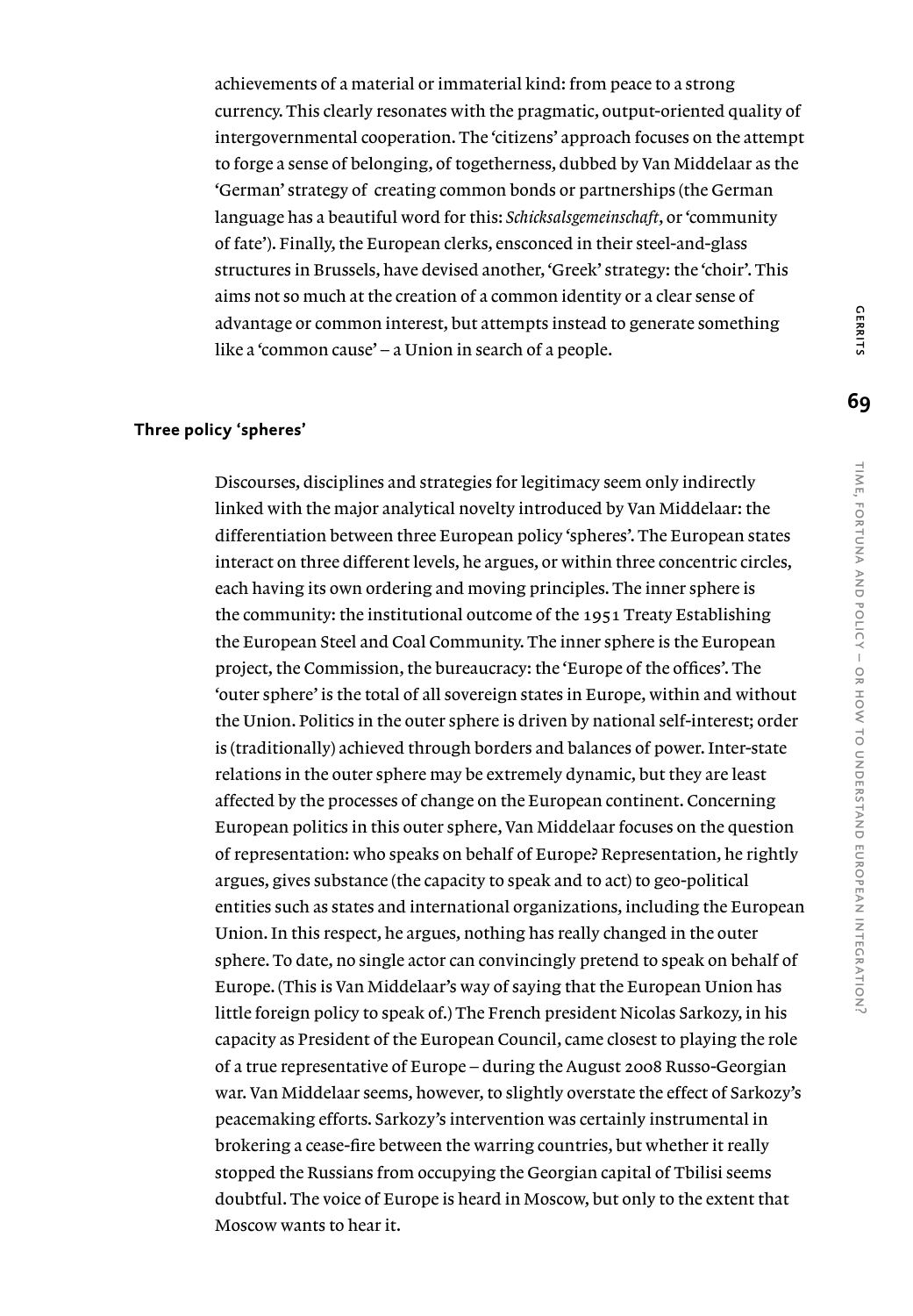achievements of a material or immaterial kind: from peace to a strong currency. This clearly resonates with the pragmatic, output-oriented quality of intergovernmental cooperation. The 'citizens' approach focuses on the attempt to forge a sense of belonging, of togetherness, dubbed by Van Middelaar as the 'German' strategy of creating common bonds or partnerships (the German language has a beautiful word for this: *Schicksalsgemeinschaft*, or 'community of fate'). Finally, the European clerks, ensconced in their steel-and-glass structures in Brussels, have devised another, 'Greek' strategy: the 'choir'. This aims not so much at the creation of a common identity or a clear sense of advantage or common interest, but attempts instead to generate something like a 'common cause' – a Union in search of a people.

## Three policy 'spheres'

Discourses, disciplines and strategies for legitimacy seem only indirectly linked with the major analytical novelty introduced by Van Middelaar: the differentiation between three European policy 'spheres'. The European states interact on three different levels, he argues, or within three concentric circles, each having its own ordering and moving principles. The inner sphere is the community: the institutional outcome of the 1951 Treaty Establishing the European Steel and Coal Community. The inner sphere is the European project, the Commission, the bureaucracy: the 'Europe of the offices'. The 'outer sphere' is the total of all sovereign states in Europe, within and without the Union. Politics in the outer sphere is driven by national self-interest; order is (traditionally) achieved through borders and balances of power. Inter-state relations in the outer sphere may be extremely dynamic, but they are least affected by the processes of change on the European continent. Concerning European politics in this outer sphere, Van Middelaar focuses on the question of representation: who speaks on behalf of Europe? Representation, he rightly argues, gives substance (the capacity to speak and to act) to geo-political entities such as states and international organizations, including the European Union. In this respect, he argues, nothing has really changed in the outer sphere. To date, no single actor can convincingly pretend to speak on behalf of Europe. (This is Van Middelaar's way of saying that the European Union has little foreign policy to speak of.) The French president Nicolas Sarkozy, in his capacity as President of the European Council, came closest to playing the role of a true representative of Europe – during the August 2008 Russo-Georgian war. Van Middelaar seems, however, to slightly overstate the effect of Sarkozy's peacemaking efforts. Sarkozy's intervention was certainly instrumental in brokering a cease-fire between the warring countries, but whether it really stopped the Russians from occupying the Georgian capital of Tbilisi seems doubtful. The voice of Europe is heard in Moscow, but only to the extent that Moscow wants to hear it.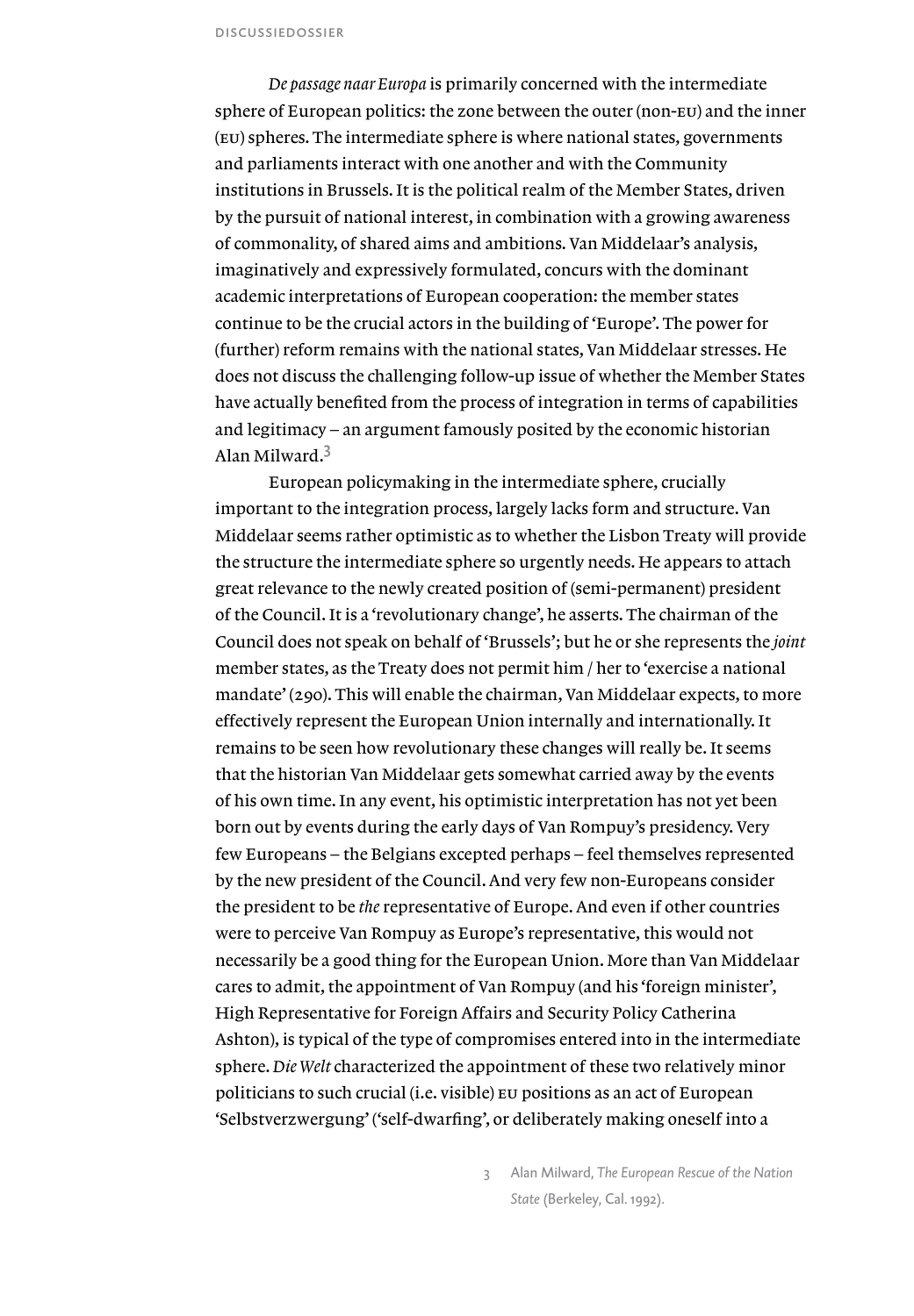*De passage naar Europa* is primarily concerned with the intermediate sphere of European politics: the zone between the outer (non-EU) and the inner (EU) spheres. The intermediate sphere is where national states, governments and parliaments interact with one another and with the Community institutions in Brussels. It is the political realm of the Member States, driven by the pursuit of national interest, in combination with a growing awareness of commonality, of shared aims and ambitions. Van Middelaar's analysis, imaginatively and expressively formulated, concurs with the dominant academic interpretations of European cooperation: the member states continue to be the crucial actors in the building of 'Europe'. The power for (further) reform remains with the national states, Van Middelaar stresses. He does not discuss the challenging follow-up issue of whether the Member States have actually benefited from the process of integration in terms of capabilities and legitimacy – an argument famously posited by the economic historian Alan Milward.[3]

European policymaking in the intermediate sphere, crucially important to the integration process, largely lacks form and structure. Van Middelaar seems rather optimistic as to whether the Lisbon Treaty will provide the structure the intermediate sphere so urgently needs. He appears to attach great relevance to the newly created position of (semi-permanent) president of the Council. It is a 'revolutionary change', he asserts. The chairman of the Council does not speak on behalf of 'Brussels'; but he or she represents the *joint* member states, as the Treaty does not permit him / her to 'exercise a national mandate' (290). This will enable the chairman, Van Middelaar expects, to more effectively represent the European Union internally and internationally. It remains to be seen how revolutionary these changes will really be. It seems that the historian Van Middelaar gets somewhat carried away by the events of his own time. In any event, his optimistic interpretation has not yet been born out by events during the early days of Van Rompuy's presidency. Very few Europeans – the Belgians excepted perhaps – feel themselves represented by the new president of the Council. And very few non-Europeans consider the president to be *the* representative of Europe. And even if other countries were to perceive Van Rompuy as Europe's representative, this would not necessarily be a good thing for the European Union. More than Van Middelaar cares to admit, the appointment of Van Rompuy (and his 'foreign minister', High Representative for Foreign Affairs and Security Policy Catherina Ashton), is typical of the type of compromises entered into in the intermediate sphere. *Die Welt* characterized the appointment of these two relatively minor politicians to such crucial (i.e. visible) EU positions as an act of European 'Selbstverzwergung' ('self-dwarfing', or deliberately making oneself into a

3 Alan Milward, *The European Rescue of the Nation State* (Berkeley, Cal. 1992).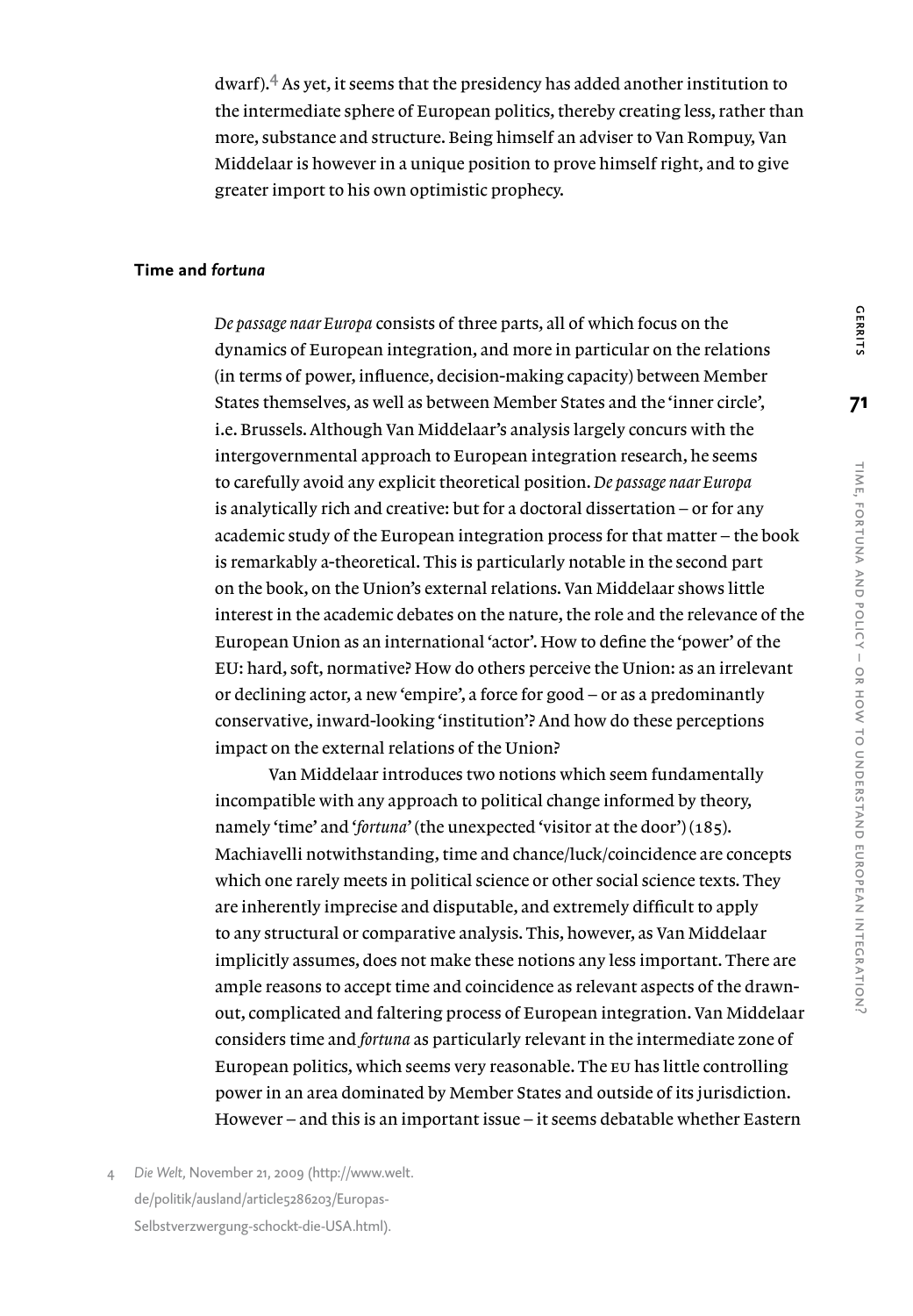dwarf).[4] As yet, it seems that the presidency has added another institution to the intermediate sphere of European politics, thereby creating less, rather than more, substance and structure. Being himself an adviser to Van Rompuy, Van Middelaar is however in a unique position to prove himself right, and to give greater import to his own optimistic prophecy.

## Time and *fortuna*

*De passage naar Europa* consists of three parts, all of which focus on the dynamics of European integration, and more in particular on the relations (in terms of power, influence, decision-making capacity) between Member States themselves, as well as between Member States and the 'inner circle', i.e. Brussels. Although Van Middelaar's analysis largely concurs with the intergovernmental approach to European integration research, he seems to carefully avoid any explicit theoretical position. *De passage naar Europa* is analytically rich and creative: but for a doctoral dissertation – or for any academic study of the European integration process for that matter – the book is remarkably a-theoretical. This is particularly notable in the second part on the book, on the Union's external relations. Van Middelaar shows little interest in the academic debates on the nature, the role and the relevance of the European Union as an international 'actor'. How to define the 'power' of the EU: hard, soft, normative? How do others perceive the Union: as an irrelevant or declining actor, a new 'empire', a force for good – or as a predominantly conservative, inward-looking 'institution'? And how do these perceptions impact on the external relations of the Union?

Van Middelaar introduces two notions which seem fundamentally incompatible with any approach to political change informed by theory, namely 'time' and '*fortuna*' (the unexpected 'visitor at the door') (185). Machiavelli notwithstanding, time and chance/luck/coincidence are concepts which one rarely meets in political science or other social science texts. They are inherently imprecise and disputable, and extremely difficult to apply to any structural or comparative analysis. This, however, as Van Middelaar implicitly assumes, does not make these notions any less important. There are ample reasons to accept time and coincidence as relevant aspects of the drawn-out, complicated and faltering process of European integration. Van Middelaar considers time and *fortuna* as particularly relevant in the intermediate zone of European politics, which seems very reasonable. The EU has little controlling power in an area dominated by Member States and outside of its jurisdiction. However – and this is an important issue – it seems debatable whether Eastern

4 *Die Welt*, November 21, 2009 (http://www.welt.de/politik/ausland/article5286203/Europas-Selbstverzwergung-schockt-die-USA.html).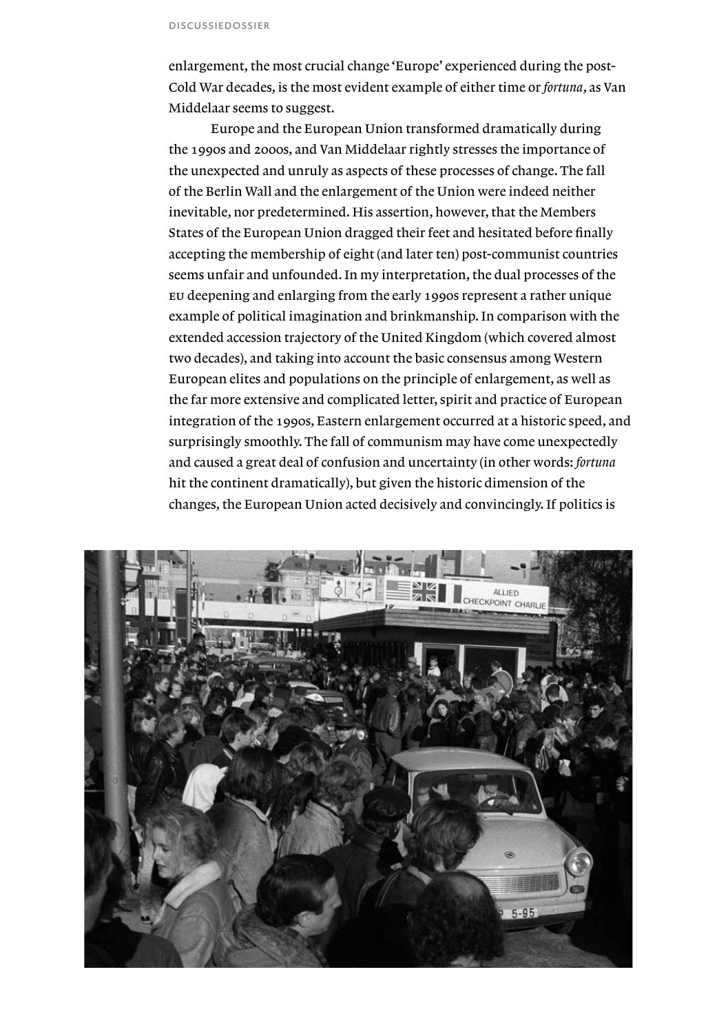enlargement, the most crucial change 'Europe' experienced during the post-Cold War decades, is the most evident example of either time or *fortuna*, as Van Middelaar seems to suggest.

Europe and the European Union transformed dramatically during the 1990s and 2000s, and Van Middelaar rightly stresses the importance of the unexpected and unruly as aspects of these processes of change. The fall of the Berlin Wall and the enlargement of the Union were indeed neither inevitable, nor predetermined. His assertion, however, that the Members States of the European Union dragged their feet and hesitated before finally accepting the membership of eight (and later ten) post-communist countries seems unfair and unfounded. In my interpretation, the dual processes of the EU deepening and enlarging from the early 1990s represent a rather unique example of political imagination and brinkmanship. In comparison with the extended accession trajectory of the United Kingdom (which covered almost two decades), and taking into account the basic consensus among Western European elites and populations on the principle of enlargement, as well as the far more extensive and complicated letter, spirit and practice of European integration of the 1990s, Eastern enlargement occurred at a historic speed, and surprisingly smoothly. The fall of communism may have come unexpectedly and caused a great deal of confusion and uncertainty (in other words: *fortuna* hit the continent dramatically), but given the historic dimension of the changes, the European Union acted decisively and convincingly. If politics is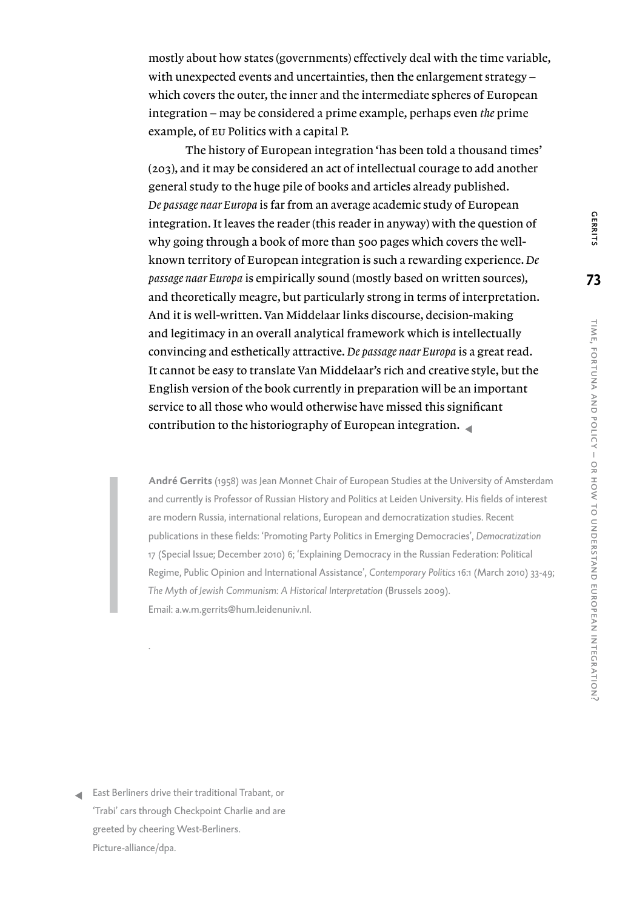mostly about how states (governments) effectively deal with the time variable, with unexpected events and uncertainties, then the enlargement strategy – which covers the outer, the inner and the intermediate spheres of European integration – may be considered a prime example, perhaps even *the* prime example, of EU Politics with a capital P.

The history of European integration 'has been told a thousand times' (203), and it may be considered an act of intellectual courage to add another general study to the huge pile of books and articles already published. *De passage naar Europa* is far from an average academic study of European integration. It leaves the reader (this reader in anyway) with the question of why going through a book of more than 500 pages which covers the well-known territory of European integration is such a rewarding experience. *De passage naar Europa* is empirically sound (mostly based on written sources), and theoretically meagre, but particularly strong in terms of interpretation. And it is well-written. Van Middelaar links discourse, decision-making and legitimacy in an overall analytical framework which is intellectually convincing and esthetically attractive. *De passage naar Europa* is a great read. It cannot be easy to translate Van Middelaar's rich and creative style, but the English version of the book currently in preparation will be an important service to all those who would otherwise have missed this significant contribution to the historiography of European integration.

**André Gerrits** (1958) was Jean Monnet Chair of European Studies at the University of Amsterdam and currently is Professor of Russian History and Politics at Leiden University. His fields of interest are modern Russia, international relations, European and democratization studies. Recent publications in these fields: 'Promoting Party Politics in Emerging Democracies', *Democratization* 17 (Special Issue; December 2010) 6; 'Explaining Democracy in the Russian Federation: Political Regime, Public Opinion and International Assistance', *Contemporary Politics* 16:1 (March 2010) 33-49; *The Myth of Jewish Communism: A Historical Interpretation* (Brussels 2009). Email: a.w.m.gerrits@hum.leidenuniv.nl.

East Berliners drive their traditional Trabant, or 'Trabi' cars through Checkpoint Charlie and are greeted by cheering West-Berliners. Picture-alliance/dpa.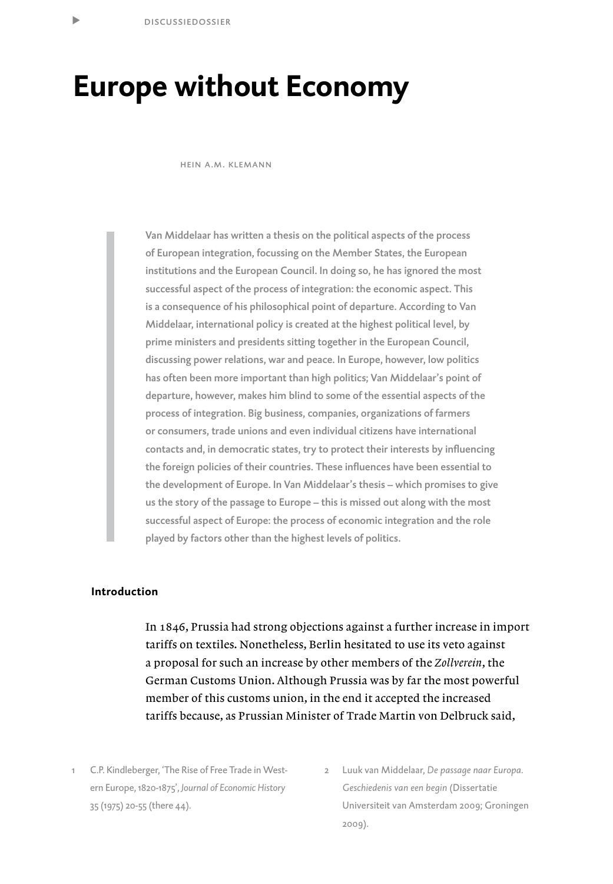# Europe without Economy

HEIN A.M. KLEMANN

**Van Middelaar has written a thesis on the political aspects of the process of European integration, focussing on the Member States, the European institutions and the European Council. In doing so, he has ignored the most successful aspect of the process of integration: the economic aspect. This is a consequence of his philosophical point of departure. According to Van Middelaar, international policy is created at the highest political level, by prime ministers and presidents sitting together in the European Council, discussing power relations, war and peace. In Europe, however, low politics has often been more important than high politics; Van Middelaar's point of departure, however, makes him blind to some of the essential aspects of the process of integration. Big business, companies, organizations of farmers or consumers, trade unions and even individual citizens have international contacts and, in democratic states, try to protect their interests by influencing the foreign policies of their countries. These influences have been essential to the development of Europe. In Van Middelaar's thesis – which promises to give us the story of the passage to Europe – this is missed out along with the most successful aspect of Europe: the process of economic integration and the role played by factors other than the highest levels of politics.**

## Introduction

In 1846, Prussia had strong objections against a further increase in import tariffs on textiles. Nonetheless, Berlin hesitated to use its veto against a proposal for such an increase by other members of the *Zollverein*, the German Customs Union. Although Prussia was by far the most powerful member of this customs union, in the end it accepted the increased tariffs because, as Prussian Minister of Trade Martin von Delbruck said,

1 C.P. Kindleberger, 'The Rise of Free Trade in Western Europe, 1820-1875', *Journal of Economic History* 35 (1975) 20-55 (there 44).

2 Luuk van Middelaar, *De passage naar Europa. Geschiedenis van een begin* (Dissertatie Universiteit van Amsterdam 2009; Groningen 2009).